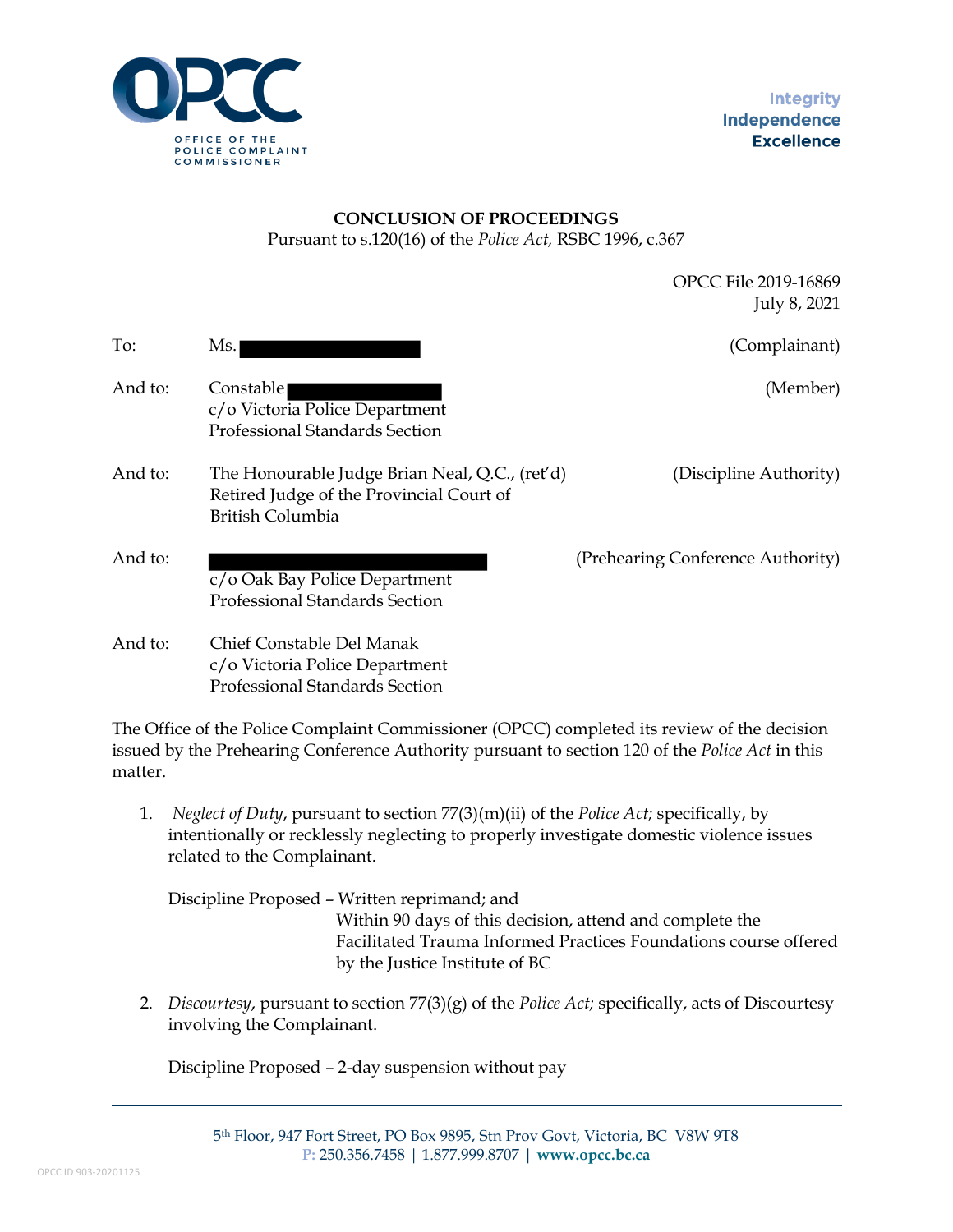**CONCLUSION OF PROCEEDINGS**
Pursuant to s.120(16) of the *Police Act,* RSBC 1996, c.367

OPCC File 2019-16869
July 8, 2021

| | | |
|---|---|---|
| To: | Ms. ██████████ | (Complainant) |
| And to: | Constable ██████████<br>c/o Victoria Police Department<br>Professional Standards Section | (Member) |
| And to: | The Honourable Judge Brian Neal, Q.C., (ret'd)<br>Retired Judge of the Provincial Court of British Columbia | (Discipline Authority) |
| And to: | ██████████████<br>c/o Oak Bay Police Department<br>Professional Standards Section | (Prehearing Conference Authority) |
| And to: | Chief Constable Del Manak<br>c/o Victoria Police Department<br>Professional Standards Section | |

The Office of the Police Complaint Commissioner (OPCC) completed its review of the decision issued by the Prehearing Conference Authority pursuant to section 120 of the *Police Act* in this matter.

1. *Neglect of Duty*, pursuant to section 77(3)(m)(ii) of the *Police Act;* specifically, by intentionally or recklessly neglecting to properly investigate domestic violence issues related to the Complainant.

   Discipline Proposed – Written reprimand; and
   Within 90 days of this decision, attend and complete the Facilitated Trauma Informed Practices Foundations course offered by the Justice Institute of BC

2. *Discourtesy*, pursuant to section 77(3)(g) of the *Police Act;* specifically, acts of Discourtesy involving the Complainant.

   Discipline Proposed – 2-day suspension without pay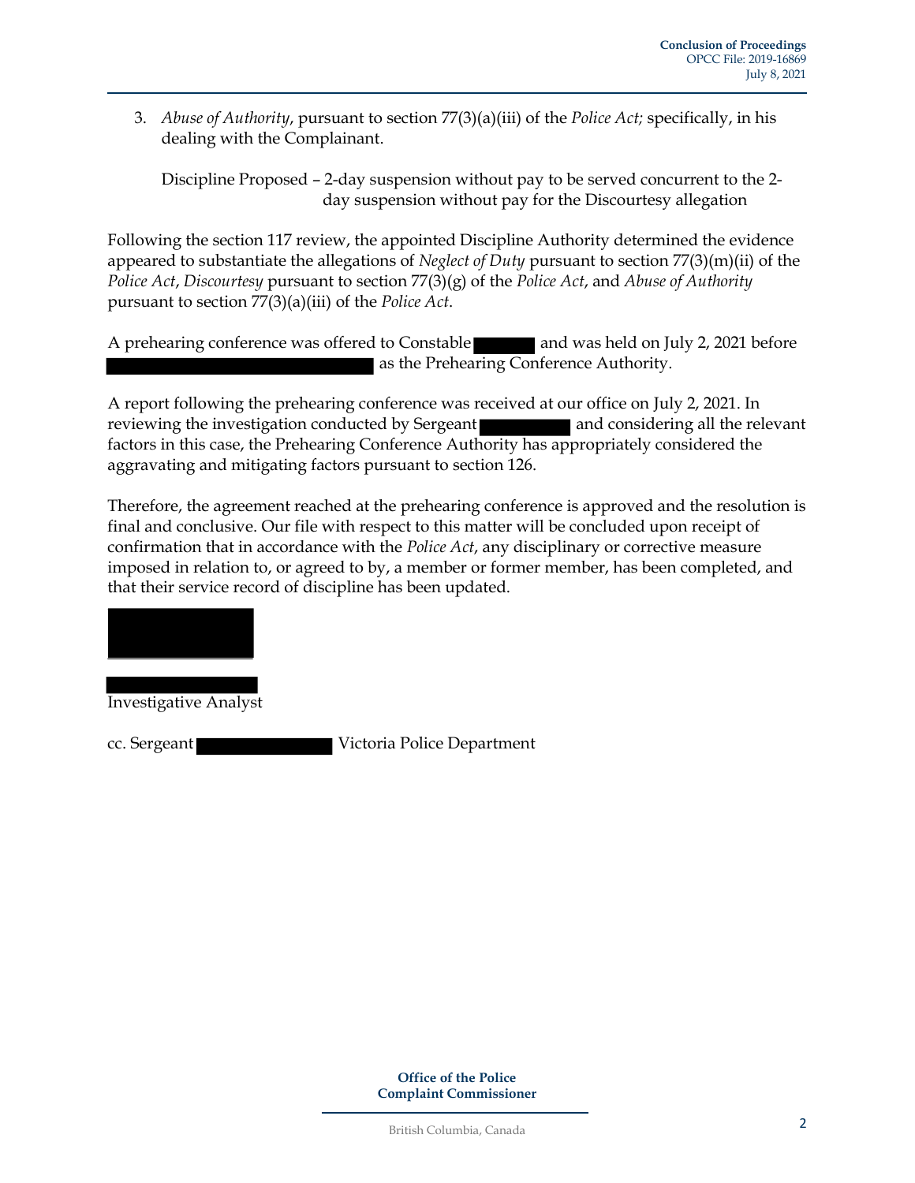3. *Abuse of Authority*, pursuant to section 77(3)(a)(iii) of the *Police Act;* specifically, in his dealing with the Complainant.

   Discipline Proposed – 2-day suspension without pay to be served concurrent to the 2-day suspension without pay for the Discourtesy allegation

Following the section 117 review, the appointed Discipline Authority determined the evidence appeared to substantiate the allegations of *Neglect of Duty* pursuant to section 77(3)(m)(ii) of the *Police Act*, *Discourtesy* pursuant to section 77(3)(g) of the *Police Act*, and *Abuse of Authority* pursuant to section 77(3)(a)(iii) of the *Police Act*.

A prehearing conference was offered to Constable ██████ and was held on July 2, 2021 before ██████████████████████ as the Prehearing Conference Authority.

A report following the prehearing conference was received at our office on July 2, 2021. In reviewing the investigation conducted by Sergeant ████████ and considering all the relevant factors in this case, the Prehearing Conference Authority has appropriately considered the aggravating and mitigating factors pursuant to section 126.

Therefore, the agreement reached at the prehearing conference is approved and the resolution is final and conclusive. Our file with respect to this matter will be concluded upon receipt of confirmation that in accordance with the *Police Act*, any disciplinary or corrective measure imposed in relation to, or agreed to by, a member or former member, has been completed, and that their service record of discipline has been updated.

████████████

████████████
Investigative Analyst

cc. Sergeant ████████████ Victoria Police Department